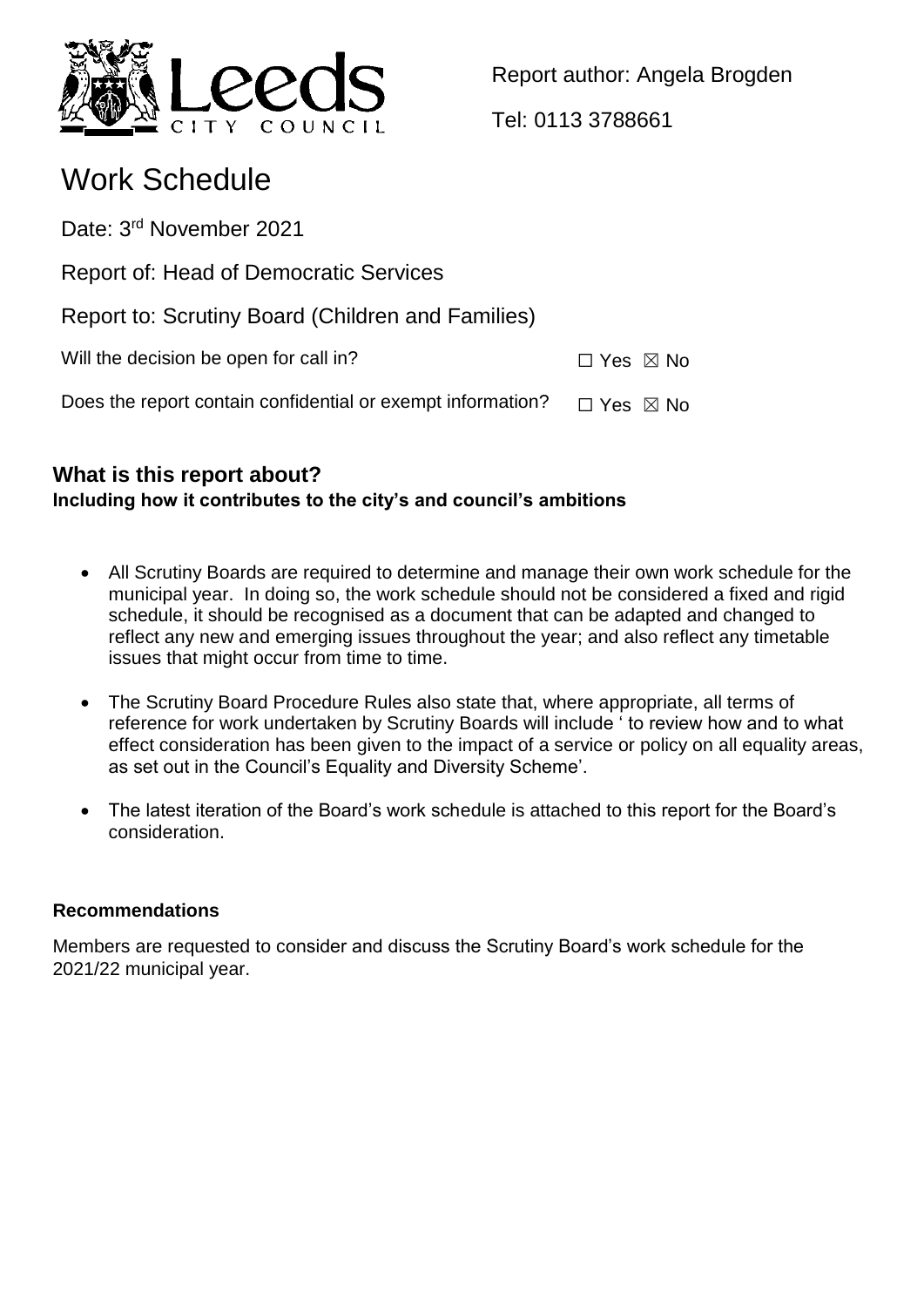Report author: Angela Brogden

Tel: 0113 3788661

# Work Schedule

Date: 3rd November 2021

Report of: Head of Democratic Services

Report to: Scrutiny Board (Children and Families)

Will the decision be open for call in? ☐ Yes ☒ No

Does the report contain confidential or exempt information? ☐ Yes ☒ No

## What is this report about?

**Including how it contributes to the city's and council's ambitions**

- All Scrutiny Boards are required to determine and manage their own work schedule for the municipal year. In doing so, the work schedule should not be considered a fixed and rigid schedule, it should be recognised as a document that can be adapted and changed to reflect any new and emerging issues throughout the year; and also reflect any timetable issues that might occur from time to time.
- The Scrutiny Board Procedure Rules also state that, where appropriate, all terms of reference for work undertaken by Scrutiny Boards will include ' to review how and to what effect consideration has been given to the impact of a service or policy on all equality areas, as set out in the Council's Equality and Diversity Scheme'.
- The latest iteration of the Board's work schedule is attached to this report for the Board's consideration.

**Recommendations**

Members are requested to consider and discuss the Scrutiny Board's work schedule for the 2021/22 municipal year.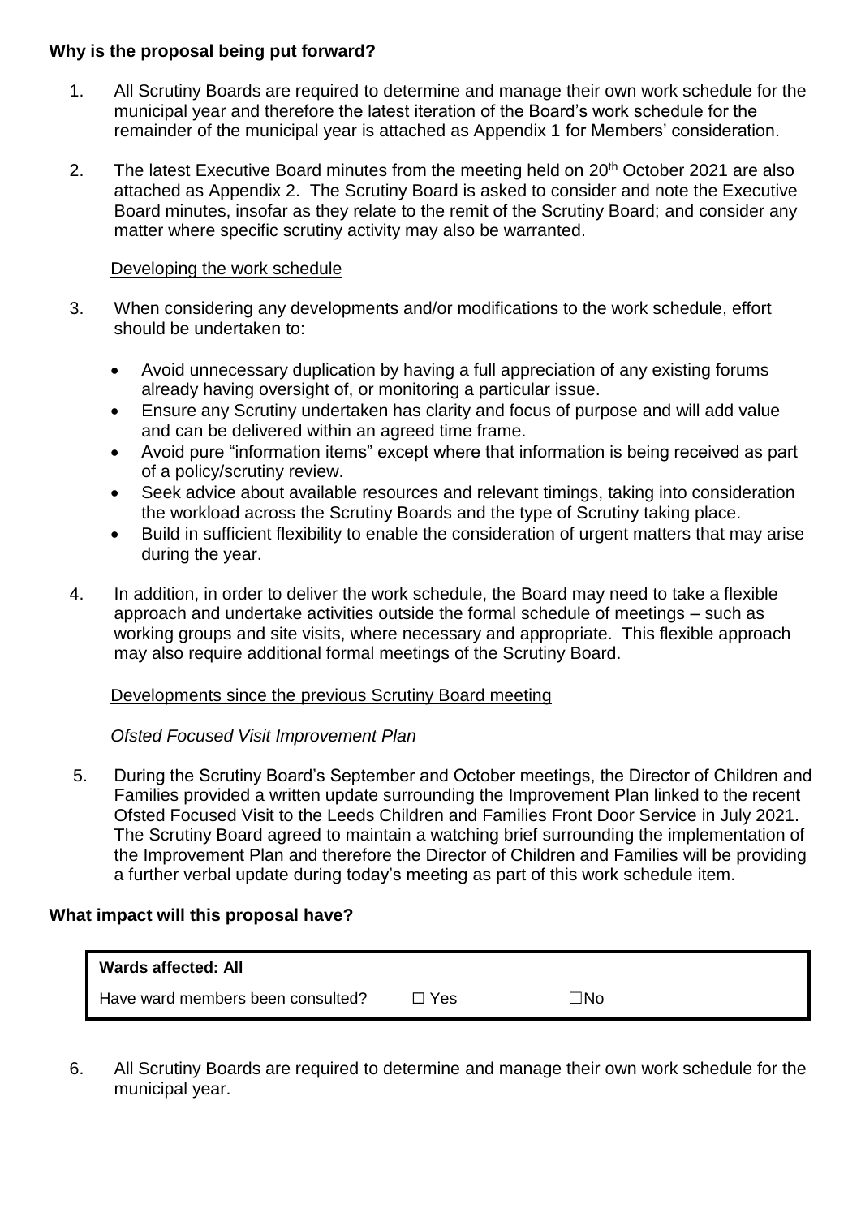**Why is the proposal being put forward?**

1. All Scrutiny Boards are required to determine and manage their own work schedule for the municipal year and therefore the latest iteration of the Board's work schedule for the remainder of the municipal year is attached as Appendix 1 for Members' consideration.

2. The latest Executive Board minutes from the meeting held on 20th October 2021 are also attached as Appendix 2. The Scrutiny Board is asked to consider and note the Executive Board minutes, insofar as they relate to the remit of the Scrutiny Board; and consider any matter where specific scrutiny activity may also be warranted.

Developing the work schedule

3. When considering any developments and/or modifications to the work schedule, effort should be undertaken to:

   - Avoid unnecessary duplication by having a full appreciation of any existing forums already having oversight of, or monitoring a particular issue.
   - Ensure any Scrutiny undertaken has clarity and focus of purpose and will add value and can be delivered within an agreed time frame.
   - Avoid pure "information items" except where that information is being received as part of a policy/scrutiny review.
   - Seek advice about available resources and relevant timings, taking into consideration the workload across the Scrutiny Boards and the type of Scrutiny taking place.
   - Build in sufficient flexibility to enable the consideration of urgent matters that may arise during the year.

4. In addition, in order to deliver the work schedule, the Board may need to take a flexible approach and undertake activities outside the formal schedule of meetings – such as working groups and site visits, where necessary and appropriate. This flexible approach may also require additional formal meetings of the Scrutiny Board.

Developments since the previous Scrutiny Board meeting

*Ofsted Focused Visit Improvement Plan*

5. During the Scrutiny Board's September and October meetings, the Director of Children and Families provided a written update surrounding the Improvement Plan linked to the recent Ofsted Focused Visit to the Leeds Children and Families Front Door Service in July 2021. The Scrutiny Board agreed to maintain a watching brief surrounding the implementation of the Improvement Plan and therefore the Director of Children and Families will be providing a further verbal update during today's meeting as part of this work schedule item.

**What impact will this proposal have?**

| **Wards affected: All** | | |
|---|---|---|
| Have ward members been consulted? | ☐ Yes | ☐No |

6. All Scrutiny Boards are required to determine and manage their own work schedule for the municipal year.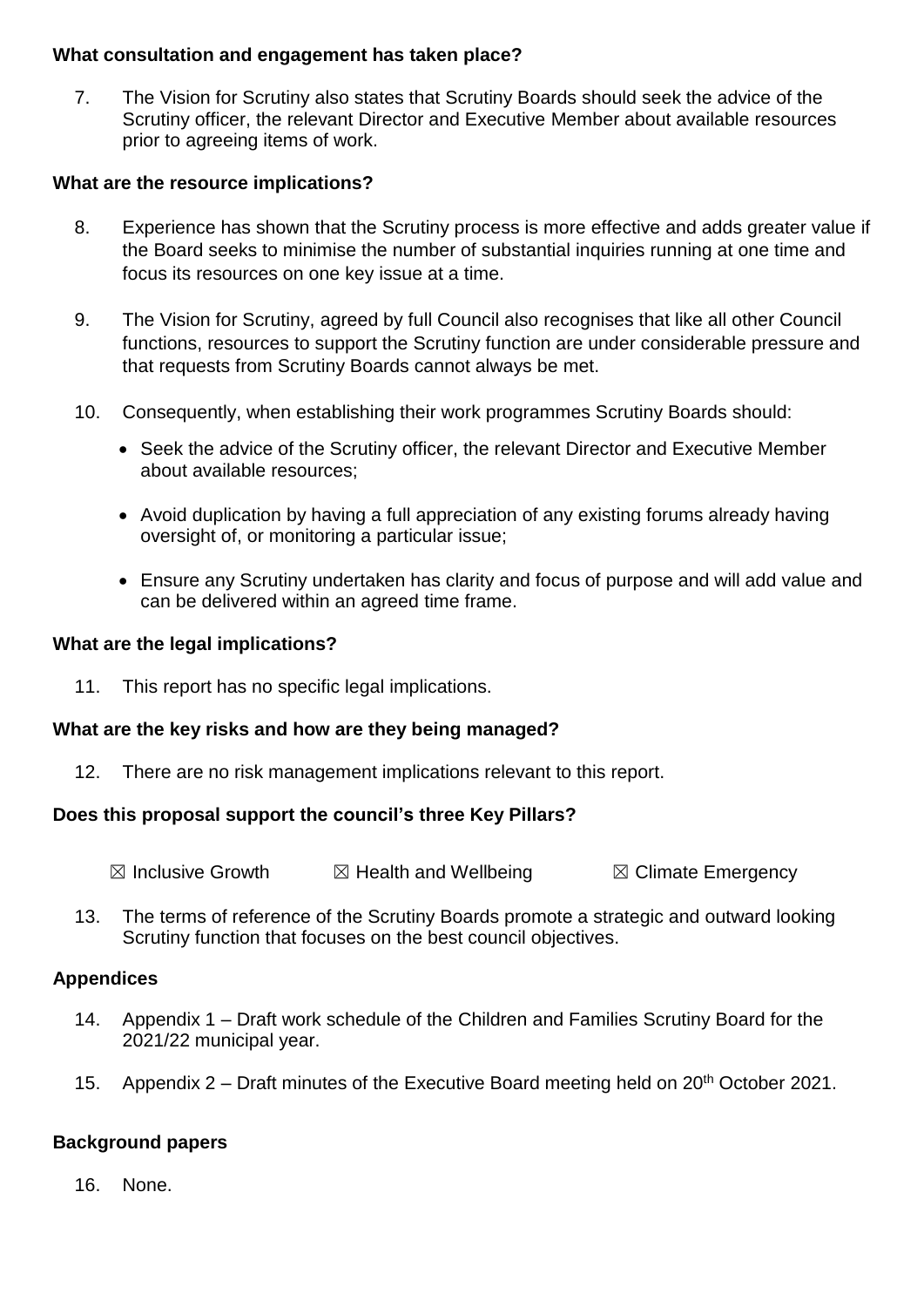**What consultation and engagement has taken place?**

7. The Vision for Scrutiny also states that Scrutiny Boards should seek the advice of the Scrutiny officer, the relevant Director and Executive Member about available resources prior to agreeing items of work.

**What are the resource implications?**

8. Experience has shown that the Scrutiny process is more effective and adds greater value if the Board seeks to minimise the number of substantial inquiries running at one time and focus its resources on one key issue at a time.

9. The Vision for Scrutiny, agreed by full Council also recognises that like all other Council functions, resources to support the Scrutiny function are under considerable pressure and that requests from Scrutiny Boards cannot always be met.

10. Consequently, when establishing their work programmes Scrutiny Boards should:

    - Seek the advice of the Scrutiny officer, the relevant Director and Executive Member about available resources;

    - Avoid duplication by having a full appreciation of any existing forums already having oversight of, or monitoring a particular issue;

    - Ensure any Scrutiny undertaken has clarity and focus of purpose and will add value and can be delivered within an agreed time frame.

**What are the legal implications?**

11. This report has no specific legal implications.

**What are the key risks and how are they being managed?**

12. There are no risk management implications relevant to this report.

**Does this proposal support the council's three Key Pillars?**

☒ Inclusive Growth ☒ Health and Wellbeing ☒ Climate Emergency

13. The terms of reference of the Scrutiny Boards promote a strategic and outward looking Scrutiny function that focuses on the best council objectives.

**Appendices**

14. Appendix 1 – Draft work schedule of the Children and Families Scrutiny Board for the 2021/22 municipal year.

15. Appendix 2 – Draft minutes of the Executive Board meeting held on 20th October 2021.

**Background papers**

16. None.